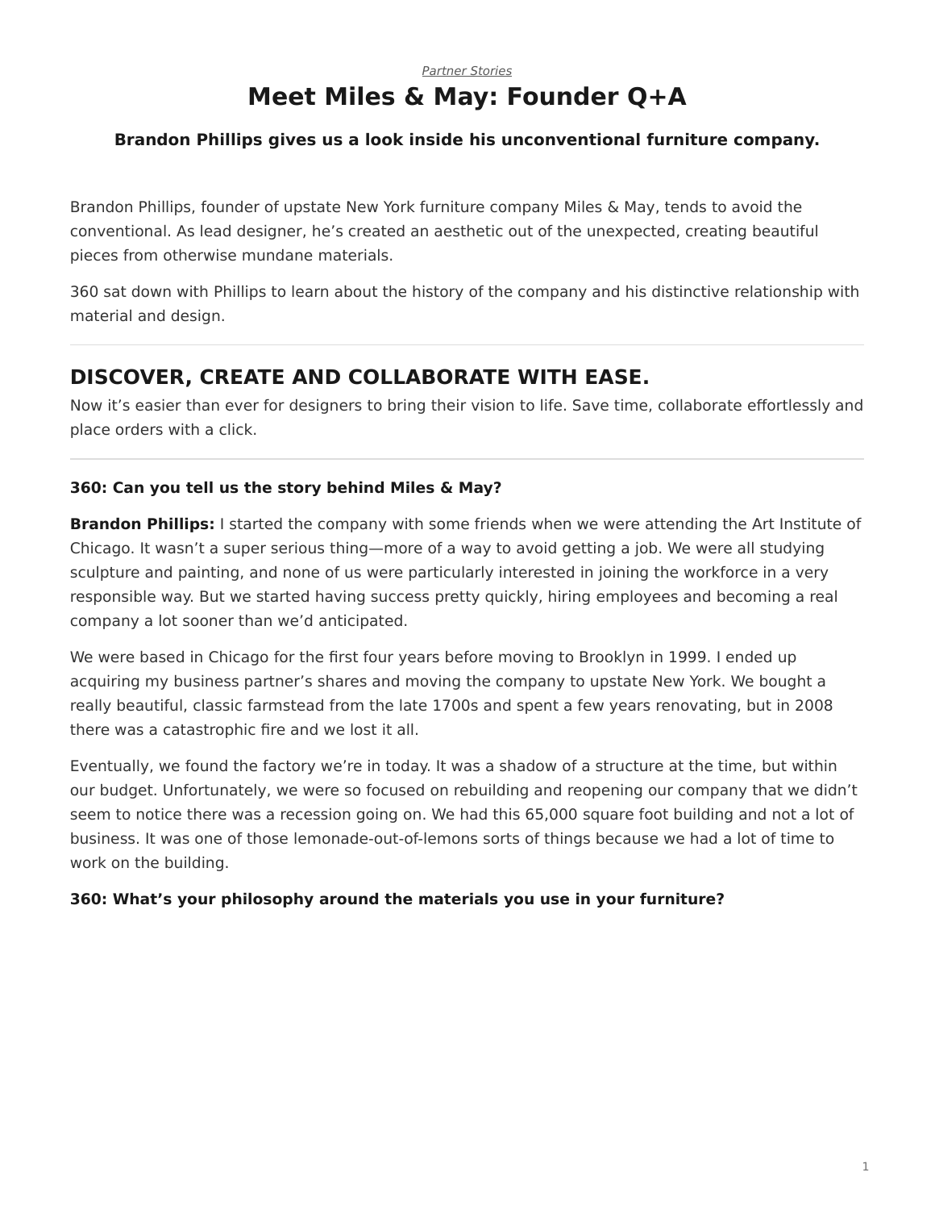*Partner Stories*

# Meet Miles & May: Founder Q+A

### Brandon Phillips gives us a look inside his unconventional furniture company.

Brandon Phillips, founder of upstate New York furniture company Miles & May, tends to avoid the conventional. As lead designer, he's created an aesthetic out of the unexpected, creating beautiful pieces from otherwise mundane materials.

360 sat down with Phillips to learn about the history of the company and his distinctive relationship with material and design.

---

## DISCOVER, CREATE AND COLLABORATE WITH EASE.

Now it's easier than ever for designers to bring their vision to life. Save time, collaborate effortlessly and place orders with a click.

---

**360: Can you tell us the story behind Miles & May?**

**Brandon Phillips:** I started the company with some friends when we were attending the Art Institute of Chicago. It wasn't a super serious thing—more of a way to avoid getting a job. We were all studying sculpture and painting, and none of us were particularly interested in joining the workforce in a very responsible way. But we started having success pretty quickly, hiring employees and becoming a real company a lot sooner than we'd anticipated.

We were based in Chicago for the first four years before moving to Brooklyn in 1999. I ended up acquiring my business partner's shares and moving the company to upstate New York. We bought a really beautiful, classic farmstead from the late 1700s and spent a few years renovating, but in 2008 there was a catastrophic fire and we lost it all.

Eventually, we found the factory we're in today. It was a shadow of a structure at the time, but within our budget. Unfortunately, we were so focused on rebuilding and reopening our company that we didn't seem to notice there was a recession going on. We had this 65,000 square foot building and not a lot of business. It was one of those lemonade-out-of-lemons sorts of things because we had a lot of time to work on the building.

**360: What's your philosophy around the materials you use in your furniture?**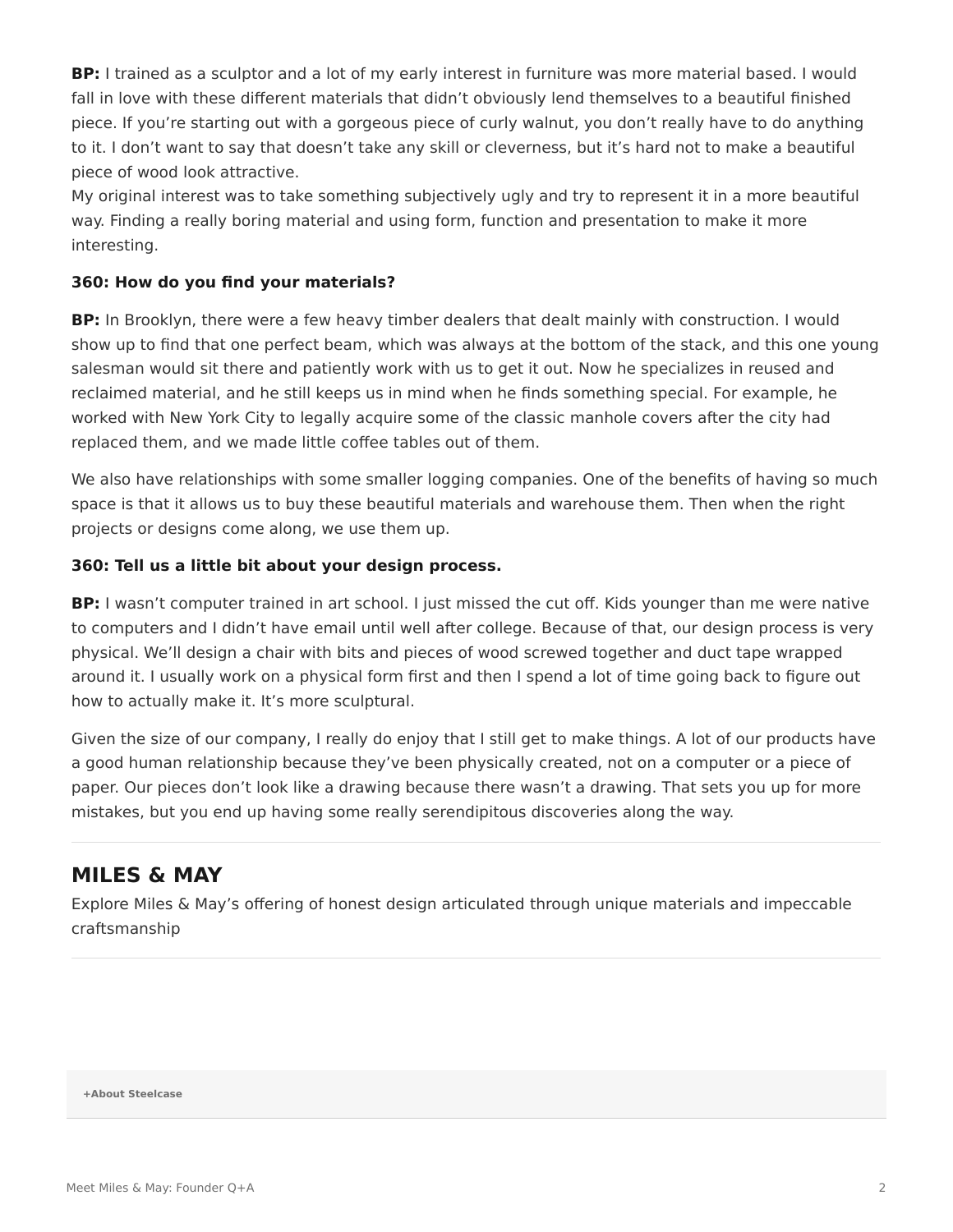**BP:** I trained as a sculptor and a lot of my early interest in furniture was more material based. I would fall in love with these different materials that didn't obviously lend themselves to a beautiful finished piece. If you're starting out with a gorgeous piece of curly walnut, you don't really have to do anything to it. I don't want to say that doesn't take any skill or cleverness, but it's hard not to make a beautiful piece of wood look attractive.
My original interest was to take something subjectively ugly and try to represent it in a more beautiful way. Finding a really boring material and using form, function and presentation to make it more interesting.

**360: How do you find your materials?**

**BP:** In Brooklyn, there were a few heavy timber dealers that dealt mainly with construction. I would show up to find that one perfect beam, which was always at the bottom of the stack, and this one young salesman would sit there and patiently work with us to get it out. Now he specializes in reused and reclaimed material, and he still keeps us in mind when he finds something special. For example, he worked with New York City to legally acquire some of the classic manhole covers after the city had replaced them, and we made little coffee tables out of them.

We also have relationships with some smaller logging companies. One of the benefits of having so much space is that it allows us to buy these beautiful materials and warehouse them. Then when the right projects or designs come along, we use them up.

**360: Tell us a little bit about your design process.**

**BP:** I wasn't computer trained in art school. I just missed the cut off. Kids younger than me were native to computers and I didn't have email until well after college. Because of that, our design process is very physical. We'll design a chair with bits and pieces of wood screwed together and duct tape wrapped around it. I usually work on a physical form first and then I spend a lot of time going back to figure out how to actually make it. It's more sculptural.

Given the size of our company, I really do enjoy that I still get to make things. A lot of our products have a good human relationship because they've been physically created, not on a computer or a piece of paper. Our pieces don't look like a drawing because there wasn't a drawing. That sets you up for more mistakes, but you end up having some really serendipitous discoveries along the way.

## MILES & MAY

Explore Miles & May's offering of honest design articulated through unique materials and impeccable craftsmanship

**+About Steelcase**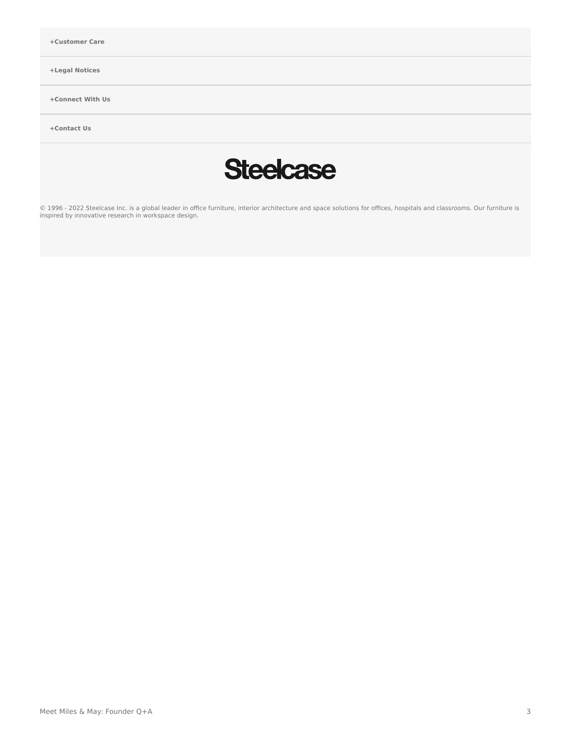**+Customer Care**

**+Legal Notices**

**+Connect With Us**

**+Contact Us**

Steelcase

© 1996 - 2022 Steelcase Inc. is a global leader in office furniture, interior architecture and space solutions for offices, hospitals and classrooms. Our furniture is inspired by innovative research in workspace design.